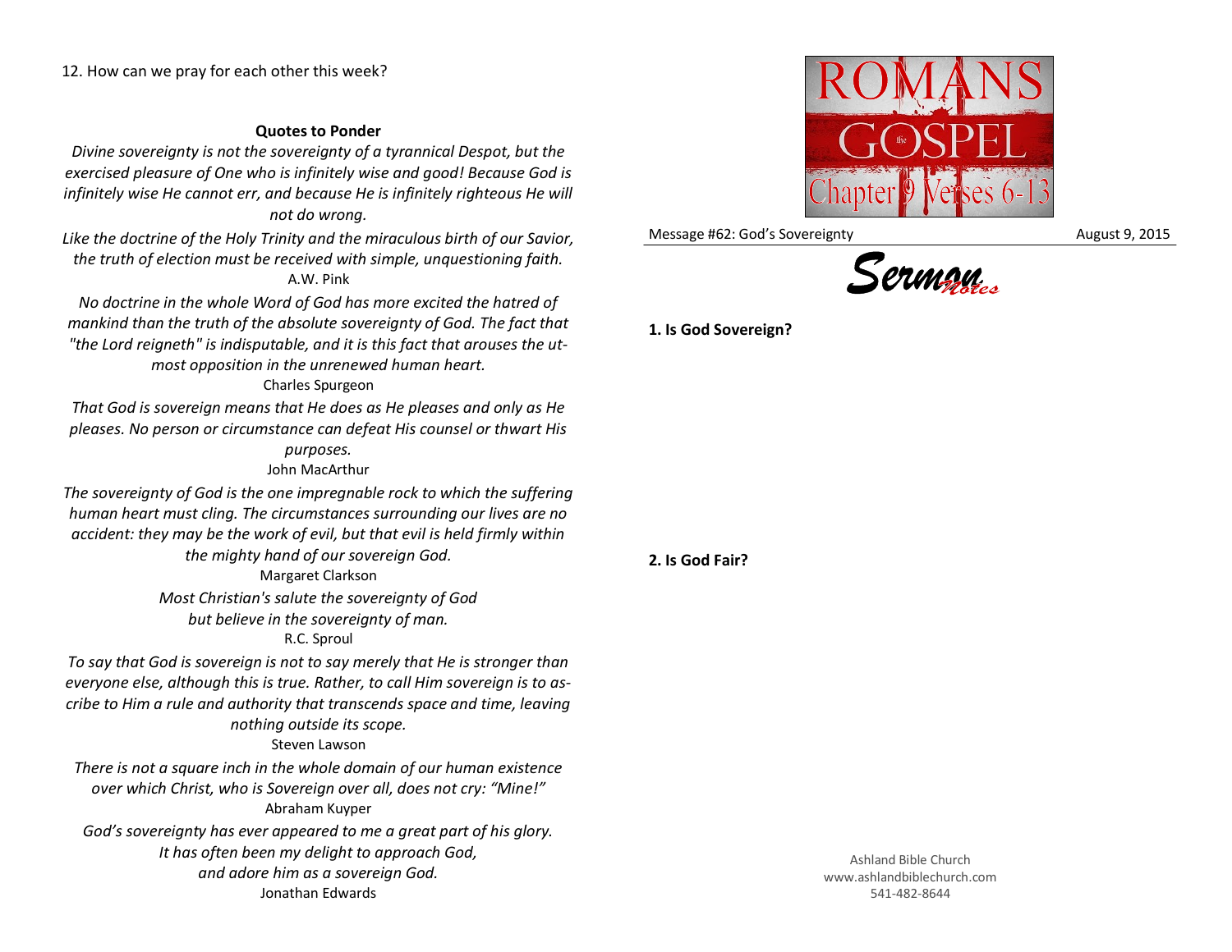12. How can we pray for each other this week?

**Quotes to Ponder**

*Divine sovereignty is not the sovereignty of a tyrannical Despot, but the exercised pleasure of One who is infinitely wise and good! Because God is infinitely wise He cannot err, and because He is infinitely righteous He will not do wrong.*

*Like the doctrine of the Holy Trinity and the miraculous birth of our Savior, the truth of election must be received with simple, unquestioning faith.*
A.W. Pink

*No doctrine in the whole Word of God has more excited the hatred of mankind than the truth of the absolute sovereignty of God. The fact that "the Lord reigneth" is indisputable, and it is this fact that arouses the utmost opposition in the unrenewed human heart.*
Charles Spurgeon

*That God is sovereign means that He does as He pleases and only as He pleases. No person or circumstance can defeat His counsel or thwart His purposes.*
John MacArthur

*The sovereignty of God is the one impregnable rock to which the suffering human heart must cling. The circumstances surrounding our lives are no accident: they may be the work of evil, but that evil is held firmly within the mighty hand of our sovereign God.*
Margaret Clarkson

*Most Christian's salute the sovereignty of God but believe in the sovereignty of man.*
R.C. Sproul

*To say that God is sovereign is not to say merely that He is stronger than everyone else, although this is true. Rather, to call Him sovereign is to ascribe to Him a rule and authority that transcends space and time, leaving nothing outside its scope.*
Steven Lawson

*There is not a square inch in the whole domain of our human existence over which Christ, who is Sovereign over all, does not cry: "Mine!"*
Abraham Kuyper

*God's sovereignty has ever appeared to me a great part of his glory. It has often been my delight to approach God, and adore him as a sovereign God.*
Jonathan Edwards

ROMANS the GOSPEL Chapter 9 Verses 6-13

Message #62: God's Sovereignty — August 9, 2015

Sermon Notes

**1. Is God Sovereign?**

**2. Is God Fair?**

Ashland Bible Church
www.ashlandbiblechurch.com
541-482-8644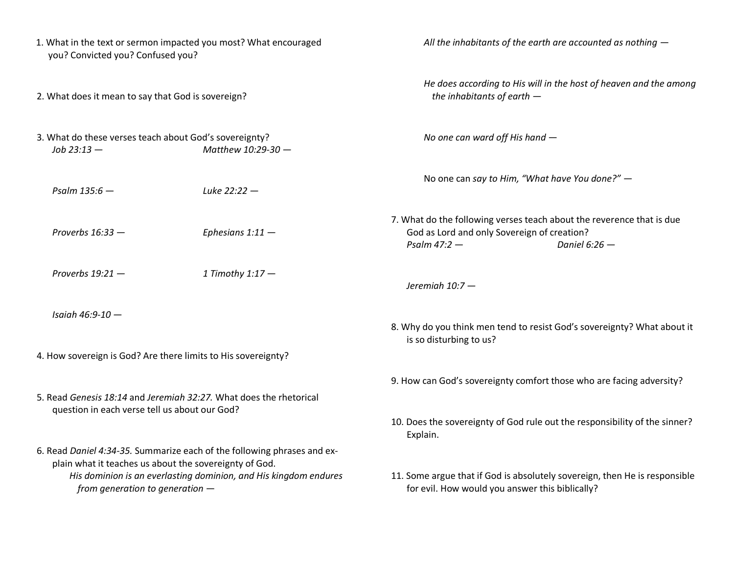1. What in the text or sermon impacted you most? What encouraged you? Convicted you? Confused you?

2. What does it mean to say that God is sovereign?

3. What do these verses teach about God's sovereignty?

*Job 23:13 —*

*Psalm 135:6 —*

*Proverbs 16:33 —*

*Proverbs 19:21 —*

*Isaiah 46:9-10 —*

*Matthew 10:29-30 —*

*Luke 22:22 —*

*Ephesians 1:11 —*

*1 Timothy 1:17 —*

4. How sovereign is God? Are there limits to His sovereignty?

5. Read *Genesis 18:14* and *Jeremiah 32:27.* What does the rhetorical question in each verse tell us about our God?

6. Read *Daniel 4:34-35.* Summarize each of the following phrases and explain what it teaches us about the sovereignty of God.

*His dominion is an everlasting dominion, and His kingdom endures from generation to generation —*

*All the inhabitants of the earth are accounted as nothing —*

*He does according to His will in the host of heaven and the among the inhabitants of earth —*

*No one can ward off His hand —*

No one can *say to Him, "What have You done?" —*

7. What do the following verses teach about the reverence that is due God as Lord and only Sovereign of creation?

*Psalm 47:2 —*

*Daniel 6:26 —*

*Jeremiah 10:7 —*

8. Why do you think men tend to resist God's sovereignty? What about it is so disturbing to us?

9. How can God's sovereignty comfort those who are facing adversity?

10. Does the sovereignty of God rule out the responsibility of the sinner? Explain.

11. Some argue that if God is absolutely sovereign, then He is responsible for evil. How would you answer this biblically?